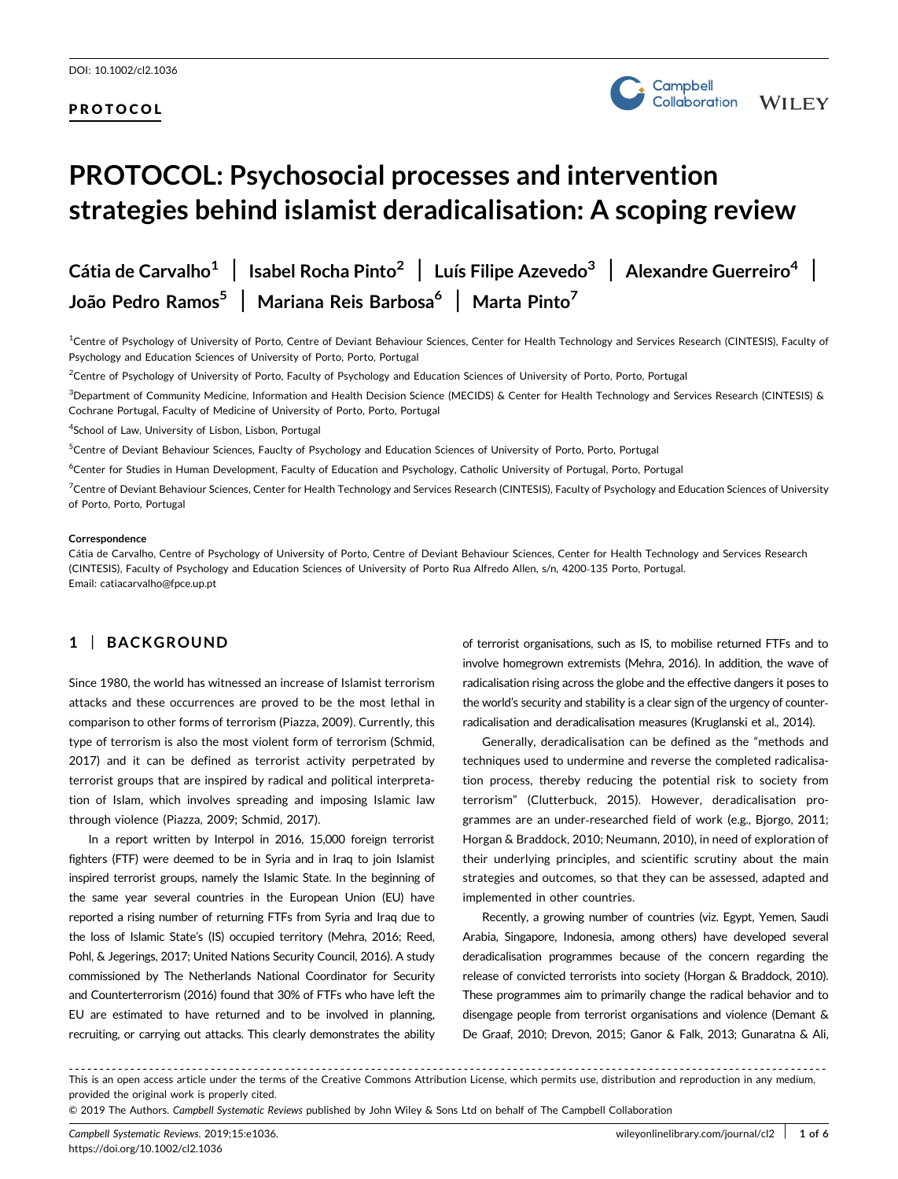DOI: 10.1002/cl2.1036

**PROTOCOL**

# PROTOCOL: Psychosocial processes and intervention strategies behind islamist deradicalisation: A scoping review

**Cátia de Carvalho[1] | Isabel Rocha Pinto[2] | Luís Filipe Azevedo[3] | Alexandre Guerreiro[4] | João Pedro Ramos[5] | Mariana Reis Barbosa[6] | Marta Pinto[7]**

[1]Centre of Psychology of University of Porto, Centre of Deviant Behaviour Sciences, Center for Health Technology and Services Research (CINTESIS), Faculty of Psychology and Education Sciences of University of Porto, Porto, Portugal

[2]Centre of Psychology of University of Porto, Faculty of Psychology and Education Sciences of University of Porto, Porto, Portugal

[3]Department of Community Medicine, Information and Health Decision Science (MECIDS) & Center for Health Technology and Services Research (CINTESIS) & Cochrane Portugal, Faculty of Medicine of University of Porto, Porto, Portugal

[4]School of Law, University of Lisbon, Lisbon, Portugal

[5]Centre of Deviant Behaviour Sciences, Fauclty of Psychology and Education Sciences of University of Porto, Porto, Portugal

[6]Center for Studies in Human Development, Faculty of Education and Psychology, Catholic University of Portugal, Porto, Portugal

[7]Centre of Deviant Behaviour Sciences, Center for Health Technology and Services Research (CINTESIS), Faculty of Psychology and Education Sciences of University of Porto, Porto, Portugal

**Correspondence**
Cátia de Carvalho, Centre of Psychology of University of Porto, Centre of Deviant Behaviour Sciences, Center for Health Technology and Services Research (CINTESIS), Faculty of Psychology and Education Sciences of University of Porto Rua Alfredo Allen, s/n, 4200-135 Porto, Portugal.
Email: catiacarvalho@fpce.up.pt

## 1 | BACKGROUND

Since 1980, the world has witnessed an increase of Islamist terrorism attacks and these occurrences are proved to be the most lethal in comparison to other forms of terrorism (Piazza, 2009). Currently, this type of terrorism is also the most violent form of terrorism (Schmid, 2017) and it can be defined as terrorist activity perpetrated by terrorist groups that are inspired by radical and political interpretation of Islam, which involves spreading and imposing Islamic law through violence (Piazza, 2009; Schmid, 2017).

In a report written by Interpol in 2016, 15,000 foreign terrorist fighters (FTF) were deemed to be in Syria and in Iraq to join Islamist inspired terrorist groups, namely the Islamic State. In the beginning of the same year several countries in the European Union (EU) have reported a rising number of returning FTFs from Syria and Iraq due to the loss of Islamic State's (IS) occupied territory (Mehra, 2016; Reed, Pohl, & Jegerings, 2017; United Nations Security Council, 2016). A study commissioned by The Netherlands National Coordinator for Security and Counterterrorism (2016) found that 30% of FTFs who have left the EU are estimated to have returned and to be involved in planning, recruiting, or carrying out attacks. This clearly demonstrates the ability of terrorist organisations, such as IS, to mobilise returned FTFs and to involve homegrown extremists (Mehra, 2016). In addition, the wave of radicalisation rising across the globe and the effective dangers it poses to the world's security and stability is a clear sign of the urgency of counter-radicalisation and deradicalisation measures (Kruglanski et al., 2014).

Generally, deradicalisation can be defined as the "methods and techniques used to undermine and reverse the completed radicalisation process, thereby reducing the potential risk to society from terrorism" (Clutterbuck, 2015). However, deradicalisation programmes are an under-researched field of work (e.g., Bjorgo, 2011; Horgan & Braddock, 2010; Neumann, 2010), in need of exploration of their underlying principles, and scientific scrutiny about the main strategies and outcomes, so that they can be assessed, adapted and implemented in other countries.

Recently, a growing number of countries (viz. Egypt, Yemen, Saudi Arabia, Singapore, Indonesia, among others) have developed several deradicalisation programmes because of the concern regarding the release of convicted terrorists into society (Horgan & Braddock, 2010). These programmes aim to primarily change the radical behavior and to disengage people from terrorist organisations and violence (Demant & De Graaf, 2010; Drevon, 2015; Ganor & Falk, 2013; Gunaratna & Ali,

This is an open access article under the terms of the Creative Commons Attribution License, which permits use, distribution and reproduction in any medium, provided the original work is properly cited.
© 2019 The Authors. *Campbell Systematic Reviews* published by John Wiley & Sons Ltd on behalf of The Campbell Collaboration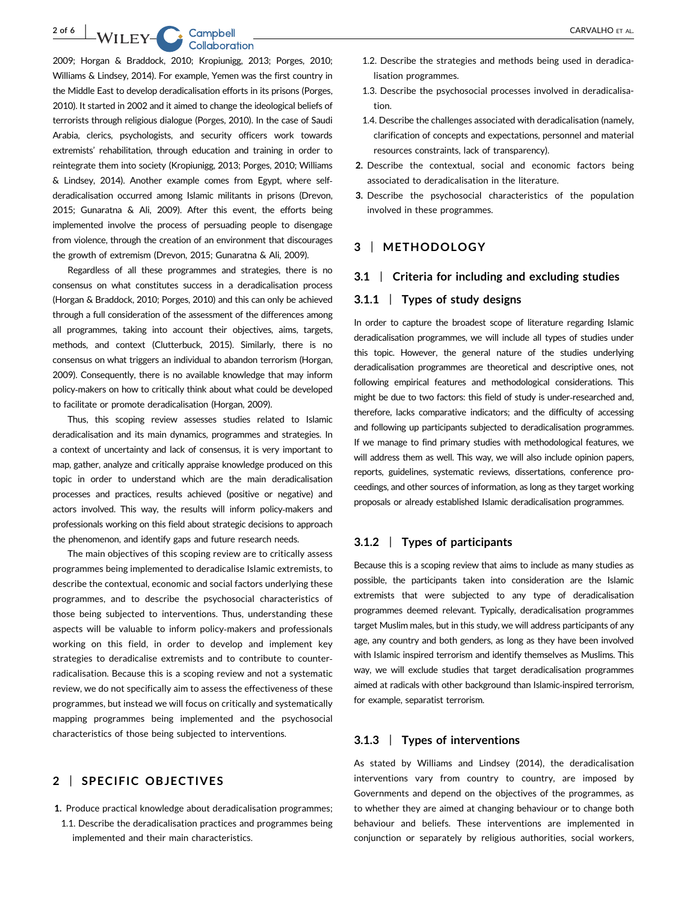2009; Horgan & Braddock, 2010; Kropiunigg, 2013; Porges, 2010; Williams & Lindsey, 2014). For example, Yemen was the first country in the Middle East to develop deradicalisation efforts in its prisons (Porges, 2010). It started in 2002 and it aimed to change the ideological beliefs of terrorists through religious dialogue (Porges, 2010). In the case of Saudi Arabia, clerics, psychologists, and security officers work towards extremists' rehabilitation, through education and training in order to reintegrate them into society (Kropiunigg, 2013; Porges, 2010; Williams & Lindsey, 2014). Another example comes from Egypt, where self-deradicalisation occurred among Islamic militants in prisons (Drevon, 2015; Gunaratna & Ali, 2009). After this event, the efforts being implemented involve the process of persuading people to disengage from violence, through the creation of an environment that discourages the growth of extremism (Drevon, 2015; Gunaratna & Ali, 2009).

Regardless of all these programmes and strategies, there is no consensus on what constitutes success in a deradicalisation process (Horgan & Braddock, 2010; Porges, 2010) and this can only be achieved through a full consideration of the assessment of the differences among all programmes, taking into account their objectives, aims, targets, methods, and context (Clutterbuck, 2015). Similarly, there is no consensus on what triggers an individual to abandon terrorism (Horgan, 2009). Consequently, there is no available knowledge that may inform policy-makers on how to critically think about what could be developed to facilitate or promote deradicalisation (Horgan, 2009).

Thus, this scoping review assesses studies related to Islamic deradicalisation and its main dynamics, programmes and strategies. In a context of uncertainty and lack of consensus, it is very important to map, gather, analyze and critically appraise knowledge produced on this topic in order to understand which are the main deradicalisation processes and practices, results achieved (positive or negative) and actors involved. This way, the results will inform policy-makers and professionals working on this field about strategic decisions to approach the phenomenon, and identify gaps and future research needs.

The main objectives of this scoping review are to critically assess programmes being implemented to deradicalise Islamic extremists, to describe the contextual, economic and social factors underlying these programmes, and to describe the psychosocial characteristics of those being subjected to interventions. Thus, understanding these aspects will be valuable to inform policy-makers and professionals working on this field, in order to develop and implement key strategies to deradicalise extremists and to contribute to counter-radicalisation. Because this is a scoping review and not a systematic review, we do not specifically aim to assess the effectiveness of these programmes, but instead we will focus on critically and systematically mapping programmes being implemented and the psychosocial characteristics of those being subjected to interventions.

## 2 | SPECIFIC OBJECTIVES

1. Produce practical knowledge about deradicalisation programmes;
   - 1.1. Describe the deradicalisation practices and programmes being implemented and their main characteristics.
   - 1.2. Describe the strategies and methods being used in deradicalisation programmes.
   - 1.3. Describe the psychosocial processes involved in deradicalisation.
   - 1.4. Describe the challenges associated with deradicalisation (namely, clarification of concepts and expectations, personnel and material resources constraints, lack of transparency).
2. Describe the contextual, social and economic factors being associated to deradicalisation in the literature.
3. Describe the psychosocial characteristics of the population involved in these programmes.

## 3 | METHODOLOGY

### 3.1 | Criteria for including and excluding studies

#### 3.1.1 | Types of study designs

In order to capture the broadest scope of literature regarding Islamic deradicalisation programmes, we will include all types of studies under this topic. However, the general nature of the studies underlying deradicalisation programmes are theoretical and descriptive ones, not following empirical features and methodological considerations. This might be due to two factors: this field of study is under-researched and, therefore, lacks comparative indicators; and the difficulty of accessing and following up participants subjected to deradicalisation programmes. If we manage to find primary studies with methodological features, we will address them as well. This way, we will also include opinion papers, reports, guidelines, systematic reviews, dissertations, conference proceedings, and other sources of information, as long as they target working proposals or already established Islamic deradicalisation programmes.

#### 3.1.2 | Types of participants

Because this is a scoping review that aims to include as many studies as possible, the participants taken into consideration are the Islamic extremists that were subjected to any type of deradicalisation programmes deemed relevant. Typically, deradicalisation programmes target Muslim males, but in this study, we will address participants of any age, any country and both genders, as long as they have been involved with Islamic inspired terrorism and identify themselves as Muslims. This way, we will exclude studies that target deradicalisation programmes aimed at radicals with other background than Islamic-inspired terrorism, for example, separatist terrorism.

#### 3.1.3 | Types of interventions

As stated by Williams and Lindsey (2014), the deradicalisation interventions vary from country to country, are imposed by Governments and depend on the objectives of the programmes, as to whether they are aimed at changing behaviour or to change both behaviour and beliefs. These interventions are implemented in conjunction or separately by religious authorities, social workers,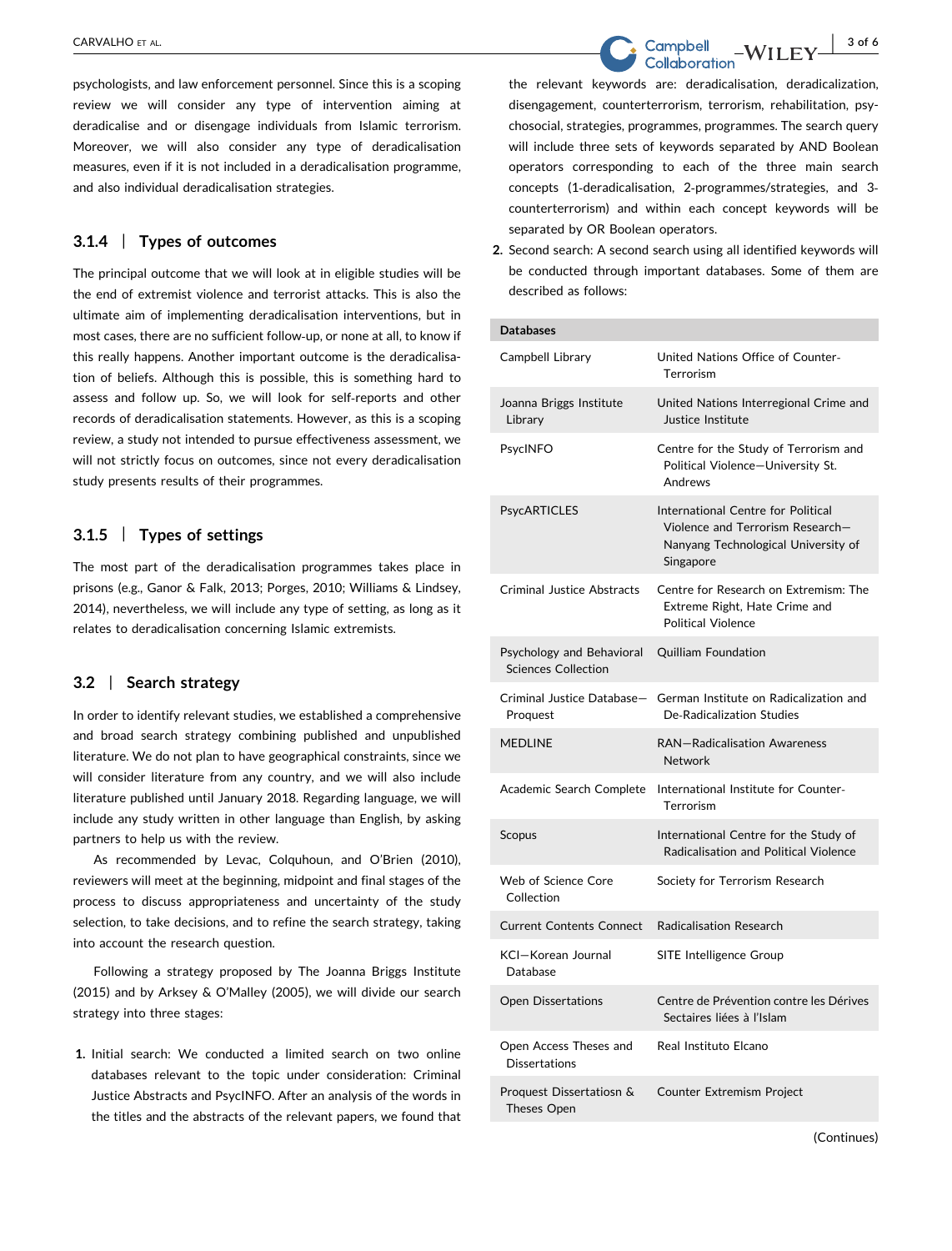psychologists, and law enforcement personnel. Since this is a scoping review we will consider any type of intervention aiming at deradicalise and or disengage individuals from Islamic terrorism. Moreover, we will also consider any type of deradicalisation measures, even if it is not included in a deradicalisation programme, and also individual deradicalisation strategies.

### 3.1.4 | Types of outcomes

The principal outcome that we will look at in eligible studies will be the end of extremist violence and terrorist attacks. This is also the ultimate aim of implementing deradicalisation interventions, but in most cases, there are no sufficient follow-up, or none at all, to know if this really happens. Another important outcome is the deradicalisation of beliefs. Although this is possible, this is something hard to assess and follow up. So, we will look for self-reports and other records of deradicalisation statements. However, as this is a scoping review, a study not intended to pursue effectiveness assessment, we will not strictly focus on outcomes, since not every deradicalisation study presents results of their programmes.

### 3.1.5 | Types of settings

The most part of the deradicalisation programmes takes place in prisons (e.g., Ganor & Falk, 2013; Porges, 2010; Williams & Lindsey, 2014), nevertheless, we will include any type of setting, as long as it relates to deradicalisation concerning Islamic extremists.

## 3.2 | Search strategy

In order to identify relevant studies, we established a comprehensive and broad search strategy combining published and unpublished literature. We do not plan to have geographical constraints, since we will consider literature from any country, and we will also include literature published until January 2018. Regarding language, we will include any study written in other language than English, by asking partners to help us with the review.

As recommended by Levac, Colquhoun, and O'Brien (2010), reviewers will meet at the beginning, midpoint and final stages of the process to discuss appropriateness and uncertainty of the study selection, to take decisions, and to refine the search strategy, taking into account the research question.

Following a strategy proposed by The Joanna Briggs Institute (2015) and by Arksey & O'Malley (2005), we will divide our search strategy into three stages:

1. Initial search: We conducted a limited search on two online databases relevant to the topic under consideration: Criminal Justice Abstracts and PsycINFO. After an analysis of the words in the titles and the abstracts of the relevant papers, we found that the relevant keywords are: deradicalisation, deradicalization, disengagement, counterterrorism, terrorism, rehabilitation, psychosocial, strategies, programmes, programmes. The search query will include three sets of keywords separated by AND Boolean operators corresponding to each of the three main search concepts (1-deradicalisation, 2-programmes/strategies, and 3-counterterrorism) and within each concept keywords will be separated by OR Boolean operators.
2. Second search: A second search using all identified keywords will be conducted through important databases. Some of them are described as follows:

| Databases | |
|---|---|
| Campbell Library | United Nations Office of Counter-Terrorism |
| Joanna Briggs Institute Library | United Nations Interregional Crime and Justice Institute |
| PsycINFO | Centre for the Study of Terrorism and Political Violence—University St. Andrews |
| PsycARTICLES | International Centre for Political Violence and Terrorism Research—Nanyang Technological University of Singapore |
| Criminal Justice Abstracts | Centre for Research on Extremism: The Extreme Right, Hate Crime and Political Violence |
| Psychology and Behavioral Sciences Collection | Quilliam Foundation |
| Criminal Justice Database—Proquest | German Institute on Radicalization and De-Radicalization Studies |
| MEDLINE | RAN—Radicalisation Awareness Network |
| Academic Search Complete | International Institute for Counter-Terrorism |
| Scopus | International Centre for the Study of Radicalisation and Political Violence |
| Web of Science Core Collection | Society for Terrorism Research |
| Current Contents Connect | Radicalisation Research |
| KCI—Korean Journal Database | SITE Intelligence Group |
| Open Dissertations | Centre de Prévention contre les Dérives Sectaires liées à l'Islam |
| Open Access Theses and Dissertations | Real Instituto Elcano |
| Proquest Dissertatiosn & Theses Open | Counter Extremism Project |

(Continues)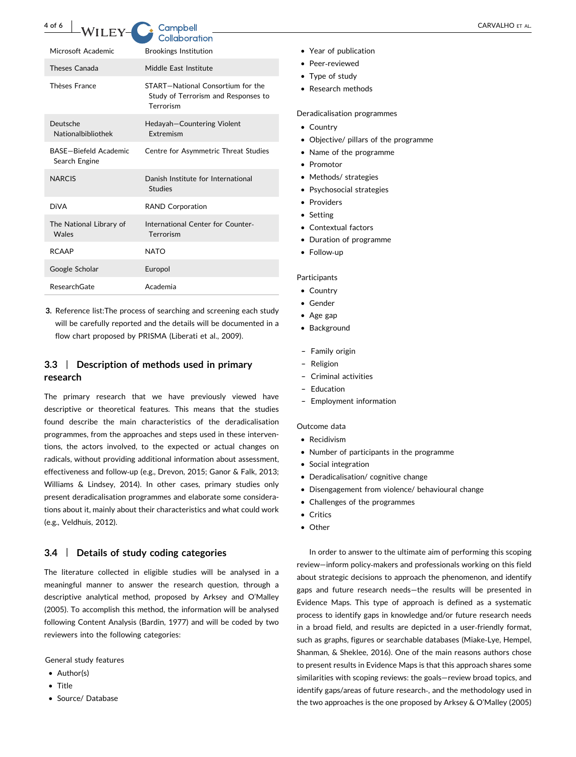| | |
|---|---|
| Microsoft Academic | Brookings Institution |
| Theses Canada | Middle East Institute |
| Thèses France | START—National Consortium for the Study of Terrorism and Responses to Terrorism |
| Deutsche Nationalbibliothek | Hedayah—Countering Violent Extremism |
| BASE—Biefeld Academic Search Engine | Centre for Asymmetric Threat Studies |
| NARCIS | Danish Institute for International Studies |
| DiVA | RAND Corporation |
| The National Library of Wales | International Center for Counter-Terrorism |
| RCAAP | NATO |
| Google Scholar | Europol |
| ResearchGate | Academia |

3. Reference list:The process of searching and screening each study will be carefully reported and the details will be documented in a flow chart proposed by PRISMA (Liberati et al., 2009).

### 3.3 | Description of methods used in primary research

The primary research that we have previously viewed have descriptive or theoretical features. This means that the studies found describe the main characteristics of the deradicalisation programmes, from the approaches and steps used in these interventions, the actors involved, to the expected or actual changes on radicals, without providing additional information about assessment, effectiveness and follow-up (e.g., Drevon, 2015; Ganor & Falk, 2013; Williams & Lindsey, 2014). In other cases, primary studies only present deradicalisation programmes and elaborate some considerations about it, mainly about their characteristics and what could work (e.g., Veldhuis, 2012).

### 3.4 | Details of study coding categories

The literature collected in eligible studies will be analysed in a meaningful manner to answer the research question, through a descriptive analytical method, proposed by Arksey and O'Malley (2005). To accomplish this method, the information will be analysed following Content Analysis (Bardin, 1977) and will be coded by two reviewers into the following categories:

General study features

- Author(s)
- Title
- Source/ Database
- Year of publication
- Peer-reviewed
- Type of study
- Research methods

Deradicalisation programmes

- Country
- Objective/ pillars of the programme
- Name of the programme
- Promotor
- Methods/ strategies
- Psychosocial strategies
- Providers
- Setting
- Contextual factors
- Duration of programme
- Follow-up

Participants

- Country
- Gender
- Age gap
- Background
  - Family origin
  - Religion
  - Criminal activities
  - Education
  - Employment information

Outcome data

- Recidivism
- Number of participants in the programme
- Social integration
- Deradicalisation/ cognitive change
- Disengagement from violence/ behavioural change
- Challenges of the programmes
- Critics
- Other

In order to answer to the ultimate aim of performing this scoping review—inform policy-makers and professionals working on this field about strategic decisions to approach the phenomenon, and identify gaps and future research needs—the results will be presented in Evidence Maps. This type of approach is defined as a systematic process to identify gaps in knowledge and/or future research needs in a broad field, and results are depicted in a user-friendly format, such as graphs, figures or searchable databases (Miake-Lye, Hempel, Shanman, & Sheklee, 2016). One of the main reasons authors chose to present results in Evidence Maps is that this approach shares some similarities with scoping reviews: the goals—review broad topics, and identify gaps/areas of future research-, and the methodology used in the two approaches is the one proposed by Arksey & O'Malley (2005)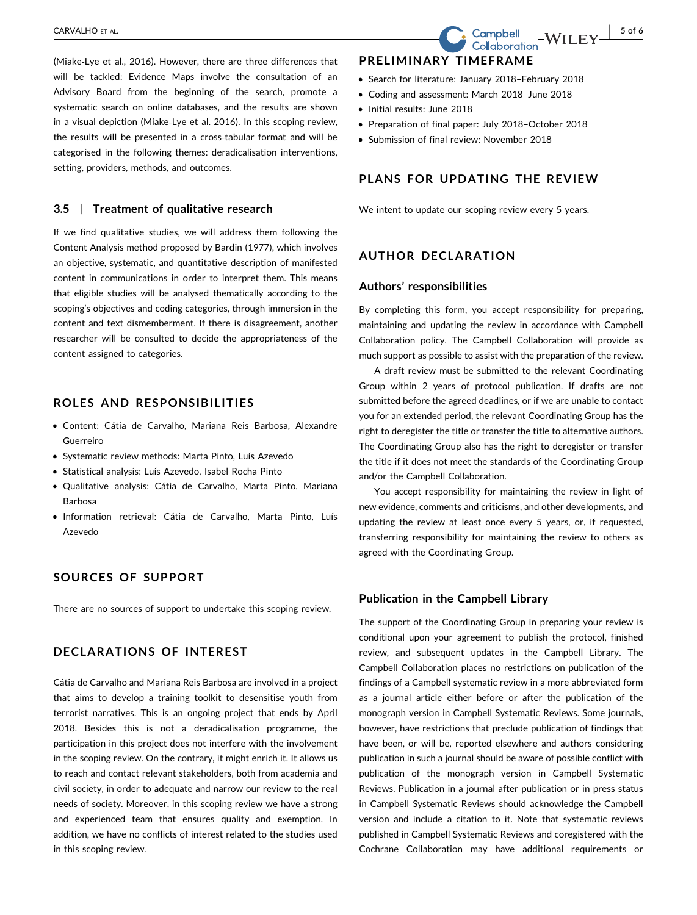(Miake-Lye et al., 2016). However, there are three differences that will be tackled: Evidence Maps involve the consultation of an Advisory Board from the beginning of the search, promote a systematic search on online databases, and the results are shown in a visual depiction (Miake-Lye et al. 2016). In this scoping review, the results will be presented in a cross-tabular format and will be categorised in the following themes: deradicalisation interventions, setting, providers, methods, and outcomes.

### 3.5 | Treatment of qualitative research

If we find qualitative studies, we will address them following the Content Analysis method proposed by Bardin (1977), which involves an objective, systematic, and quantitative description of manifested content in communications in order to interpret them. This means that eligible studies will be analysed thematically according to the scoping's objectives and coding categories, through immersion in the content and text dismemberment. If there is disagreement, another researcher will be consulted to decide the appropriateness of the content assigned to categories.

## ROLES AND RESPONSIBILITIES

- Content: Cátia de Carvalho, Mariana Reis Barbosa, Alexandre Guerreiro
- Systematic review methods: Marta Pinto, Luís Azevedo
- Statistical analysis: Luís Azevedo, Isabel Rocha Pinto
- Qualitative analysis: Cátia de Carvalho, Marta Pinto, Mariana Barbosa
- Information retrieval: Cátia de Carvalho, Marta Pinto, Luís Azevedo

## SOURCES OF SUPPORT

There are no sources of support to undertake this scoping review.

## DECLARATIONS OF INTEREST

Cátia de Carvalho and Mariana Reis Barbosa are involved in a project that aims to develop a training toolkit to desensitise youth from terrorist narratives. This is an ongoing project that ends by April 2018. Besides this is not a deradicalisation programme, the participation in this project does not interfere with the involvement in the scoping review. On the contrary, it might enrich it. It allows us to reach and contact relevant stakeholders, both from academia and civil society, in order to adequate and narrow our review to the real needs of society. Moreover, in this scoping review we have a strong and experienced team that ensures quality and exemption. In addition, we have no conflicts of interest related to the studies used in this scoping review.

## PRELIMINARY TIMEFRAME

- Search for literature: January 2018–February 2018
- Coding and assessment: March 2018–June 2018
- Initial results: June 2018
- Preparation of final paper: July 2018–October 2018
- Submission of final review: November 2018

## PLANS FOR UPDATING THE REVIEW

We intent to update our scoping review every 5 years.

## AUTHOR DECLARATION

### Authors' responsibilities

By completing this form, you accept responsibility for preparing, maintaining and updating the review in accordance with Campbell Collaboration policy. The Campbell Collaboration will provide as much support as possible to assist with the preparation of the review.

A draft review must be submitted to the relevant Coordinating Group within 2 years of protocol publication. If drafts are not submitted before the agreed deadlines, or if we are unable to contact you for an extended period, the relevant Coordinating Group has the right to deregister the title or transfer the title to alternative authors. The Coordinating Group also has the right to deregister or transfer the title if it does not meet the standards of the Coordinating Group and/or the Campbell Collaboration.

You accept responsibility for maintaining the review in light of new evidence, comments and criticisms, and other developments, and updating the review at least once every 5 years, or, if requested, transferring responsibility for maintaining the review to others as agreed with the Coordinating Group.

### Publication in the Campbell Library

The support of the Coordinating Group in preparing your review is conditional upon your agreement to publish the protocol, finished review, and subsequent updates in the Campbell Library. The Campbell Collaboration places no restrictions on publication of the findings of a Campbell systematic review in a more abbreviated form as a journal article either before or after the publication of the monograph version in Campbell Systematic Reviews. Some journals, however, have restrictions that preclude publication of findings that have been, or will be, reported elsewhere and authors considering publication in such a journal should be aware of possible conflict with publication of the monograph version in Campbell Systematic Reviews. Publication in a journal after publication or in press status in Campbell Systematic Reviews should acknowledge the Campbell version and include a citation to it. Note that systematic reviews published in Campbell Systematic Reviews and coregistered with the Cochrane Collaboration may have additional requirements or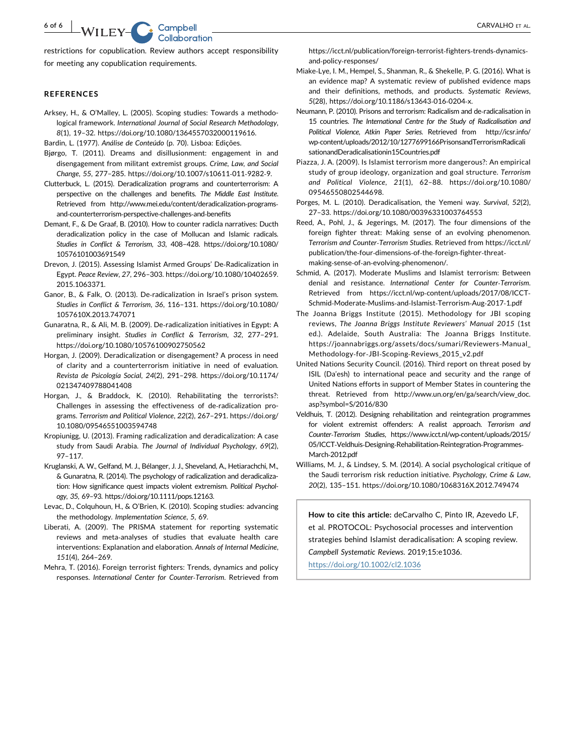restrictions for copublication. Review authors accept responsibility for meeting any copublication requirements.

## REFERENCES

Arksey, H., & O'Malley, L. (2005). Scoping studies: Towards a methodological framework. *International Journal of Social Research Methodology*, *8*(1), 19–32. https://doi.org/10.1080/1364557032000119616.

Bardin, L. (1977). *Análise de Conteúdo* (p. 70). Lisboa: Edições.

Bjørgo, T. (2011). Dreams and disillusionment: engagement in and disengagement from militant extremist groups. *Crime, Law, and Social Change*, *55*, 277–285. https://doi.org/10.1007/s10611-011-9282-9.

Clutterbuck, L. (2015). Deradicalization programs and counterterrorism: A perspective on the challenges and benefits. *The Middle East Institute*. Retrieved from http://www.mei.edu/content/deradicalization-programs-and-counterterrorism-perspective-challenges-and-benefits

Demant, F., & De Graaf, B. (2010). How to counter radicla narratives: Ducth deradicalization policy in the case of Mollucan and Islamic radicals. *Studies in Conflict & Terrorism*, *33*, 408–428. https://doi.org/10.1080/10576101003691549

Drevon, J. (2015). Assessing Islamist Armed Groups' De-Radicalization in Egypt. *Peace Review*, *27*, 296–303. https://doi.org/10.1080/10402659.2015.1063371.

Ganor, B., & Falk, O. (2013). De-radicalization in Israel's prison system. *Studies in Conflict & Terrorism*, *36*, 116–131. https://doi.org/10.1080/1057610X.2013.747071

Gunaratna, R., & Ali, M. B. (2009). De-radicalization initiatives in Egypt: A preliminary insight. *Studies in Conflict & Terrorism*, *32*, 277–291. https://doi.org/10.1080/10576100902750562

Horgan, J. (2009). Deradicalization or disengagement? A process in need of clarity and a counterterrorism initiative in need of evaluation. *Revista de Psicología Social*, *24*(2), 291–298. https://doi.org/10.1174/021347409788041408

Horgan, J., & Braddock, K. (2010). Rehabilitating the terrorists?: Challenges in assessing the effectiveness of de-radicalization programs. *Terrorism and Political Violence*, *22*(2), 267–291. https://doi.org/10.1080/09546551003594748

Kropiunigg, U. (2013). Framing radicalization and deradicalization: A case study from Saudi Arabia. *The Journal of Individual Psychology*, *69*(2), 97–117.

Kruglanski, A. W., Gelfand, M. J., Bélanger, J. J., Sheveland, A., Hetiarachchi, M., & Gunaratna, R. (2014). The psychology of radicalization and deradicalization: How significance quest impacts violent extremism. *Political Psychology*, *35*, 69–93. https://doi.org/10.1111/pops.12163.

Levac, D., Colquhoun, H., & O'Brien, K. (2010). Scoping studies: advancing the methodology. *Implementation Science*, *5*, 69.

Liberati, A. (2009). The PRISMA statement for reporting systematic reviews and meta-analyses of studies that evaluate health care interventions: Explanation and elaboration. *Annals of Internal Medicine*, *151*(4), 264–269.

Mehra, T. (2016). Foreign terrorist fighters: Trends, dynamics and policy responses. *International Center for Counter-Terrorism*. Retrieved from https://icct.nl/publication/foreign-terrorist-fighters-trends-dynamics-and-policy-responses/

Miake-Lye, I. M., Hempel, S., Shanman, R., & Shekelle, P. G. (2016). What is an evidence map? A systematic review of published evidence maps and their definitions, methods, and products. *Systematic Reviews*, *5*(28), https://doi.org/10.1186/s13643-016-0204-x.

Neumann, P. (2010). Prisons and terrorism: Radicalism and de-radicalisation in 15 countries. *The International Centre for the Study of Radicalisation and Political Violence, Atkin Paper Series*. Retrieved from http://icsr.info/wp-content/uploads/2012/10/1277699166PrisonsandTerrorismRadicalisationandDeradicalisationin15Countries.pdf

Piazza, J. A. (2009). Is Islamist terrorism more dangerous?: An empirical study of group ideology, organization and goal structure. *Terrorism and Political Violence*, *21*(1), 62–88. https://doi.org/10.1080/09546550802544698.

Porges, M. L. (2010). Deradicalisation, the Yemeni way. *Survival*, *52*(2), 27–33. https://doi.org/10.1080/00396331003764553

Reed, A., Pohl, J., & Jegerings, M. (2017). The four dimensions of the foreign fighter threat: Making sense of an evolving phenomenon. *Terrorism and Counter-Terrorism Studies*. Retrieved from https://icct.nl/publication/the-four-dimensions-of-the-foreign-fighter-threat-making-sense-of-an-evolving-phenomenon/.

Schmid, A. (2017). Moderate Muslims and Islamist terrorism: Between denial and resistance. *International Center for Counter-Terrorism*. Retrieved from https://icct.nl/wp-content/uploads/2017/08/ICCT-Schmid-Moderate-Muslims-and-Islamist-Terrorism-Aug-2017-1.pdf

The Joanna Briggs Institute (2015). Methodology for JBI scoping reviews, *The Joanna Briggs Institute Reviewers' Manual 2015* (1st ed.). Adelaide, South Australia: The Joanna Briggs Institute. https://joannabriggs.org/assets/docs/sumari/Reviewers-Manual_Methodology-for-JBI-Scoping-Reviews_2015_v2.pdf

United Nations Security Council. (2016). Third report on threat posed by ISIL (Da'esh) to international peace and security and the range of United Nations efforts in support of Member States in countering the threat. Retrieved from http://www.un.org/en/ga/search/view_doc.asp?symbol=S/2016/830

Veldhuis, T. (2012). Designing rehabilitation and reintegration programmes for violent extremist offenders: A realist approach. *Terrorism and Counter-Terrorism Studies*, https://www.icct.nl/wp-content/uploads/2015/05/ICCT-Veldhuis-Designing-Rehabilitation-Reintegration-Programmes-March-2012.pdf

Williams, M. J., & Lindsey, S. M. (2014). A social psychological critique of the Saudi terrorism risk reduction initiative. *Psychology, Crime & Law*, *20*(2), 135–151. https://doi.org/10.1080/1068316X.2012.749474

**How to cite this article:** deCarvalho C, Pinto IR, Azevedo LF, et al. PROTOCOL: Psychosocial processes and intervention strategies behind Islamist deradicalisation: A scoping review. *Campbell Systematic Reviews*. 2019;15:e1036. https://doi.org/10.1002/cl2.1036